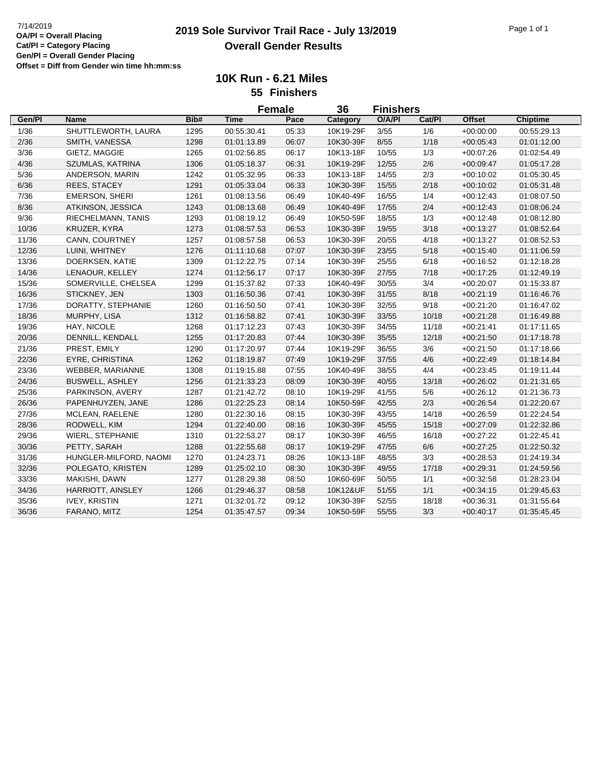7/14/2019

**OA/Pl = Overall Placing**
**Cat/Pl = Category Placing**
**Gen/Pl = Overall Gender Placing**
**Offset = Diff from Gender win time hh:mm:ss**

# 2019 Sole Survivor Trail Race - July 13/2019

## Overall Gender Results

### 10K Run - 6.21 Miles

**55 Finishers**

**Female 36 Finishers**

| Gen/Pl | Name | Bib# | Time | Pace | Category | O/A/Pl | Cat/Pl | Offset | Chiptime |
|---|---|---|---|---|---|---|---|---|---|
| 1/36 | SHUTTLEWORTH, LAURA | 1295 | 00:55:30.41 | 05:33 | 10K19-29F | 3/55 | 1/6 | +00:00:00 | 00:55:29.13 |
| 2/36 | SMITH, VANESSA | 1298 | 01:01:13.89 | 06:07 | 10K30-39F | 8/55 | 1/18 | +00:05:43 | 01:01:12.00 |
| 3/36 | GIETZ, MAGGIE | 1265 | 01:02:56.85 | 06:17 | 10K13-18F | 10/55 | 1/3 | +00:07:26 | 01:02:54.49 |
| 4/36 | SZUMLAS, KATRINA | 1306 | 01:05:18.37 | 06:31 | 10K19-29F | 12/55 | 2/6 | +00:09:47 | 01:05:17.28 |
| 5/36 | ANDERSON, MARIN | 1242 | 01:05:32.95 | 06:33 | 10K13-18F | 14/55 | 2/3 | +00:10:02 | 01:05:30.45 |
| 6/36 | REES, STACEY | 1291 | 01:05:33.04 | 06:33 | 10K30-39F | 15/55 | 2/18 | +00:10:02 | 01:05:31.48 |
| 7/36 | EMERSON, SHERI | 1261 | 01:08:13.56 | 06:49 | 10K40-49F | 16/55 | 1/4 | +00:12:43 | 01:08:07.50 |
| 8/36 | ATKINSON, JESSICA | 1243 | 01:08:13.68 | 06:49 | 10K40-49F | 17/55 | 2/4 | +00:12:43 | 01:08:06.24 |
| 9/36 | RIECHELMANN, TANIS | 1293 | 01:08:19.12 | 06:49 | 10K50-59F | 18/55 | 1/3 | +00:12:48 | 01:08:12.80 |
| 10/36 | KRUZER, KYRA | 1273 | 01:08:57.53 | 06:53 | 10K30-39F | 19/55 | 3/18 | +00:13:27 | 01:08:52.64 |
| 11/36 | CANN, COURTNEY | 1257 | 01:08:57.58 | 06:53 | 10K30-39F | 20/55 | 4/18 | +00:13:27 | 01:08:52.53 |
| 12/36 | LUINI, WHITNEY | 1276 | 01:11:10.68 | 07:07 | 10K30-39F | 23/55 | 5/18 | +00:15:40 | 01:11:06.59 |
| 13/36 | DOERKSEN, KATIE | 1309 | 01:12:22.75 | 07:14 | 10K30-39F | 25/55 | 6/18 | +00:16:52 | 01:12:18.28 |
| 14/36 | LENAOUR, KELLEY | 1274 | 01:12:56.17 | 07:17 | 10K30-39F | 27/55 | 7/18 | +00:17:25 | 01:12:49.19 |
| 15/36 | SOMERVILLE, CHELSEA | 1299 | 01:15:37.82 | 07:33 | 10K40-49F | 30/55 | 3/4 | +00:20:07 | 01:15:33.87 |
| 16/36 | STICKNEY, JEN | 1303 | 01:16:50.36 | 07:41 | 10K30-39F | 31/55 | 8/18 | +00:21:19 | 01:16:46.76 |
| 17/36 | DORATTY, STEPHANIE | 1260 | 01:16:50.50 | 07:41 | 10K30-39F | 32/55 | 9/18 | +00:21:20 | 01:16:47.02 |
| 18/36 | MURPHY, LISA | 1312 | 01:16:58.82 | 07:41 | 10K30-39F | 33/55 | 10/18 | +00:21:28 | 01:16:49.88 |
| 19/36 | HAY, NICOLE | 1268 | 01:17:12.23 | 07:43 | 10K30-39F | 34/55 | 11/18 | +00:21:41 | 01:17:11.65 |
| 20/36 | DENNILL, KENDALL | 1255 | 01:17:20.83 | 07:44 | 10K30-39F | 35/55 | 12/18 | +00:21:50 | 01:17:18.78 |
| 21/36 | PREST, EMILY | 1290 | 01:17:20.97 | 07:44 | 10K19-29F | 36/55 | 3/6 | +00:21:50 | 01:17:18.66 |
| 22/36 | EYRE, CHRISTINA | 1262 | 01:18:19.87 | 07:49 | 10K19-29F | 37/55 | 4/6 | +00:22:49 | 01:18:14.84 |
| 23/36 | WEBBER, MARIANNE | 1308 | 01:19:15.88 | 07:55 | 10K40-49F | 38/55 | 4/4 | +00:23:45 | 01:19:11.44 |
| 24/36 | BUSWELL, ASHLEY | 1256 | 01:21:33.23 | 08:09 | 10K30-39F | 40/55 | 13/18 | +00:26:02 | 01:21:31.65 |
| 25/36 | PARKINSON, AVERY | 1287 | 01:21:42.72 | 08:10 | 10K19-29F | 41/55 | 5/6 | +00:26:12 | 01:21:36.73 |
| 26/36 | PAPENHUYZEN, JANE | 1286 | 01:22:25.23 | 08:14 | 10K50-59F | 42/55 | 2/3 | +00:26:54 | 01:22:20.67 |
| 27/36 | MCLEAN, RAELENE | 1280 | 01:22:30.16 | 08:15 | 10K30-39F | 43/55 | 14/18 | +00:26:59 | 01:22:24.54 |
| 28/36 | RODWELL, KIM | 1294 | 01:22:40.00 | 08:16 | 10K30-39F | 45/55 | 15/18 | +00:27:09 | 01:22:32.86 |
| 29/36 | WIERL, STEPHANIE | 1310 | 01:22:53.27 | 08:17 | 10K30-39F | 46/55 | 16/18 | +00:27:22 | 01:22:45.41 |
| 30/36 | PETTY, SARAH | 1288 | 01:22:55.68 | 08:17 | 10K19-29F | 47/55 | 6/6 | +00:27:25 | 01:22:50.32 |
| 31/36 | HUNGLER-MILFORD, NAOMI | 1270 | 01:24:23.71 | 08:26 | 10K13-18F | 48/55 | 3/3 | +00:28:53 | 01:24:19.34 |
| 32/36 | POLEGATO, KRISTEN | 1289 | 01:25:02.10 | 08:30 | 10K30-39F | 49/55 | 17/18 | +00:29:31 | 01:24:59.56 |
| 33/36 | MAKISHI, DAWN | 1277 | 01:28:29.38 | 08:50 | 10K60-69F | 50/55 | 1/1 | +00:32:58 | 01:28:23.04 |
| 34/36 | HARRIOTT, AINSLEY | 1266 | 01:29:46.37 | 08:58 | 10K12&UF | 51/55 | 1/1 | +00:34:15 | 01:29:45.63 |
| 35/36 | IVEY, KRISTIN | 1271 | 01:32:01.72 | 09:12 | 10K30-39F | 52/55 | 18/18 | +00:36:31 | 01:31:55.64 |
| 36/36 | FARANO, MITZ | 1254 | 01:35:47.57 | 09:34 | 10K50-59F | 55/55 | 3/3 | +00:40:17 | 01:35:45.45 |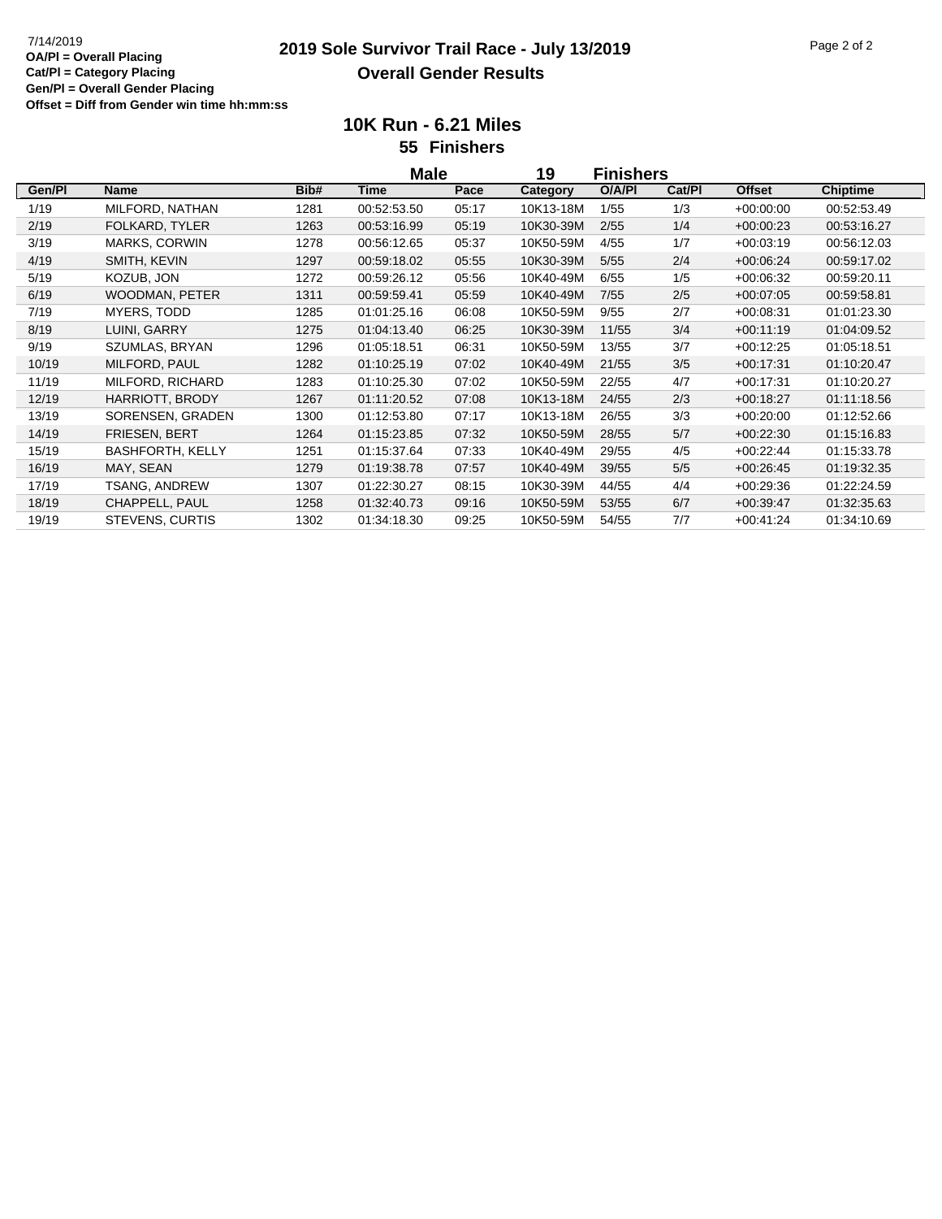7/14/2019
**OA/Pl = Overall Placing**
**Cat/Pl = Category Placing**
**Gen/Pl = Overall Gender Placing**
**Offset = Diff from Gender win time hh:mm:ss**

# 2019 Sole Survivor Trail Race - July 13/2019
## Overall Gender Results

### 10K Run - 6.21 Miles
### 55 Finishers

**Male 19 Finishers**

| Gen/Pl | Name | Bib# | Time | Pace | Category | O/A/Pl | Cat/Pl | Offset | Chiptime |
|---|---|---|---|---|---|---|---|---|---|
| 1/19 | MILFORD, NATHAN | 1281 | 00:52:53.50 | 05:17 | 10K13-18M | 1/55 | 1/3 | +00:00:00 | 00:52:53.49 |
| 2/19 | FOLKARD, TYLER | 1263 | 00:53:16.99 | 05:19 | 10K30-39M | 2/55 | 1/4 | +00:00:23 | 00:53:16.27 |
| 3/19 | MARKS, CORWIN | 1278 | 00:56:12.65 | 05:37 | 10K50-59M | 4/55 | 1/7 | +00:03:19 | 00:56:12.03 |
| 4/19 | SMITH, KEVIN | 1297 | 00:59:18.02 | 05:55 | 10K30-39M | 5/55 | 2/4 | +00:06:24 | 00:59:17.02 |
| 5/19 | KOZUB, JON | 1272 | 00:59:26.12 | 05:56 | 10K40-49M | 6/55 | 1/5 | +00:06:32 | 00:59:20.11 |
| 6/19 | WOODMAN, PETER | 1311 | 00:59:59.41 | 05:59 | 10K40-49M | 7/55 | 2/5 | +00:07:05 | 00:59:58.81 |
| 7/19 | MYERS, TODD | 1285 | 01:01:25.16 | 06:08 | 10K50-59M | 9/55 | 2/7 | +00:08:31 | 01:01:23.30 |
| 8/19 | LUINI, GARRY | 1275 | 01:04:13.40 | 06:25 | 10K30-39M | 11/55 | 3/4 | +00:11:19 | 01:04:09.52 |
| 9/19 | SZUMLAS, BRYAN | 1296 | 01:05:18.51 | 06:31 | 10K50-59M | 13/55 | 3/7 | +00:12:25 | 01:05:18.51 |
| 10/19 | MILFORD, PAUL | 1282 | 01:10:25.19 | 07:02 | 10K40-49M | 21/55 | 3/5 | +00:17:31 | 01:10:20.47 |
| 11/19 | MILFORD, RICHARD | 1283 | 01:10:25.30 | 07:02 | 10K50-59M | 22/55 | 4/7 | +00:17:31 | 01:10:20.27 |
| 12/19 | HARRIOTT, BRODY | 1267 | 01:11:20.52 | 07:08 | 10K13-18M | 24/55 | 2/3 | +00:18:27 | 01:11:18.56 |
| 13/19 | SORENSEN, GRADEN | 1300 | 01:12:53.80 | 07:17 | 10K13-18M | 26/55 | 3/3 | +00:20:00 | 01:12:52.66 |
| 14/19 | FRIESEN, BERT | 1264 | 01:15:23.85 | 07:32 | 10K50-59M | 28/55 | 5/7 | +00:22:30 | 01:15:16.83 |
| 15/19 | BASHFORTH, KELLY | 1251 | 01:15:37.64 | 07:33 | 10K40-49M | 29/55 | 4/5 | +00:22:44 | 01:15:33.78 |
| 16/19 | MAY, SEAN | 1279 | 01:19:38.78 | 07:57 | 10K40-49M | 39/55 | 5/5 | +00:26:45 | 01:19:32.35 |
| 17/19 | TSANG, ANDREW | 1307 | 01:22:30.27 | 08:15 | 10K30-39M | 44/55 | 4/4 | +00:29:36 | 01:22:24.59 |
| 18/19 | CHAPPELL, PAUL | 1258 | 01:32:40.73 | 09:16 | 10K50-59M | 53/55 | 6/7 | +00:39:47 | 01:32:35.63 |
| 19/19 | STEVENS, CURTIS | 1302 | 01:34:18.30 | 09:25 | 10K50-59M | 54/55 | 7/7 | +00:41:24 | 01:34:10.69 |